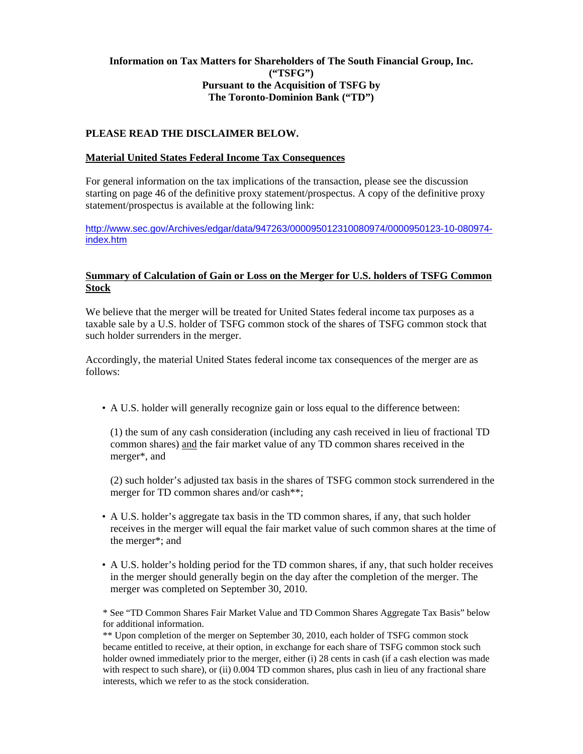**Information on Tax Matters for Shareholders of The South Financial Group, Inc. ("TSFG") Pursuant to the Acquisition of TSFG by The Toronto-Dominion Bank ("TD")**

**PLEASE READ THE DISCLAIMER BELOW.**

**Material United States Federal Income Tax Consequences**

For general information on the tax implications of the transaction, please see the discussion starting on page 46 of the definitive proxy statement/prospectus. A copy of the definitive proxy statement/prospectus is available at the following link:

http://www.sec.gov/Archives/edgar/data/947263/000095012310080974/0000950123-10-080974-index.htm

**Summary of Calculation of Gain or Loss on the Merger for U.S. holders of TSFG Common Stock**

We believe that the merger will be treated for United States federal income tax purposes as a taxable sale by a U.S. holder of TSFG common stock of the shares of TSFG common stock that such holder surrenders in the merger.

Accordingly, the material United States federal income tax consequences of the merger are as follows:

- A U.S. holder will generally recognize gain or loss equal to the difference between:

  (1) the sum of any cash consideration (including any cash received in lieu of fractional TD common shares) and the fair market value of any TD common shares received in the merger*, and

  (2) such holder's adjusted tax basis in the shares of TSFG common stock surrendered in the merger for TD common shares and/or cash**;

- A U.S. holder's aggregate tax basis in the TD common shares, if any, that such holder receives in the merger will equal the fair market value of such common shares at the time of the merger*; and

- A U.S. holder's holding period for the TD common shares, if any, that such holder receives in the merger should generally begin on the day after the completion of the merger. The merger was completed on September 30, 2010.

\* See "TD Common Shares Fair Market Value and TD Common Shares Aggregate Tax Basis" below for additional information.

\*\* Upon completion of the merger on September 30, 2010, each holder of TSFG common stock became entitled to receive, at their option, in exchange for each share of TSFG common stock such holder owned immediately prior to the merger, either (i) 28 cents in cash (if a cash election was made with respect to such share), or (ii) 0.004 TD common shares, plus cash in lieu of any fractional share interests, which we refer to as the stock consideration.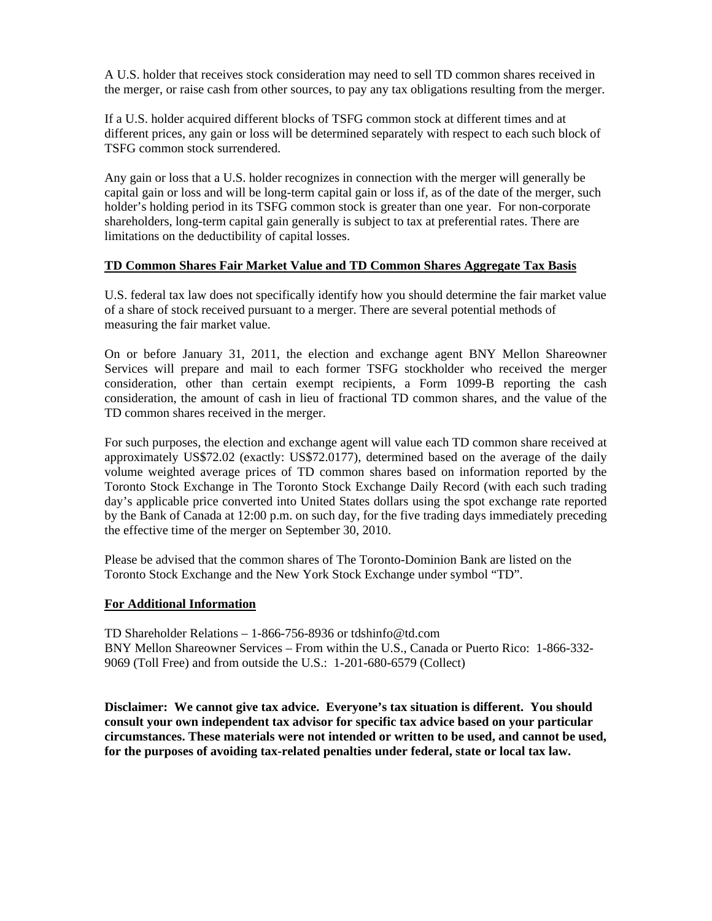A U.S. holder that receives stock consideration may need to sell TD common shares received in the merger, or raise cash from other sources, to pay any tax obligations resulting from the merger.

If a U.S. holder acquired different blocks of TSFG common stock at different times and at different prices, any gain or loss will be determined separately with respect to each such block of TSFG common stock surrendered.

Any gain or loss that a U.S. holder recognizes in connection with the merger will generally be capital gain or loss and will be long-term capital gain or loss if, as of the date of the merger, such holder's holding period in its TSFG common stock is greater than one year. For non-corporate shareholders, long-term capital gain generally is subject to tax at preferential rates. There are limitations on the deductibility of capital losses.

## TD Common Shares Fair Market Value and TD Common Shares Aggregate Tax Basis

U.S. federal tax law does not specifically identify how you should determine the fair market value of a share of stock received pursuant to a merger. There are several potential methods of measuring the fair market value.

On or before January 31, 2011, the election and exchange agent BNY Mellon Shareowner Services will prepare and mail to each former TSFG stockholder who received the merger consideration, other than certain exempt recipients, a Form 1099-B reporting the cash consideration, the amount of cash in lieu of fractional TD common shares, and the value of the TD common shares received in the merger.

For such purposes, the election and exchange agent will value each TD common share received at approximately US$72.02 (exactly: US$72.0177), determined based on the average of the daily volume weighted average prices of TD common shares based on information reported by the Toronto Stock Exchange in The Toronto Stock Exchange Daily Record (with each such trading day's applicable price converted into United States dollars using the spot exchange rate reported by the Bank of Canada at 12:00 p.m. on such day, for the five trading days immediately preceding the effective time of the merger on September 30, 2010.

Please be advised that the common shares of The Toronto-Dominion Bank are listed on the Toronto Stock Exchange and the New York Stock Exchange under symbol "TD".

## For Additional Information

TD Shareholder Relations – 1-866-756-8936 or tdshinfo@td.com
BNY Mellon Shareowner Services – From within the U.S., Canada or Puerto Rico: 1-866-332-9069 (Toll Free) and from outside the U.S.: 1-201-680-6579 (Collect)

**Disclaimer: We cannot give tax advice. Everyone's tax situation is different. You should consult your own independent tax advisor for specific tax advice based on your particular circumstances. These materials were not intended or written to be used, and cannot be used, for the purposes of avoiding tax-related penalties under federal, state or local tax law.**